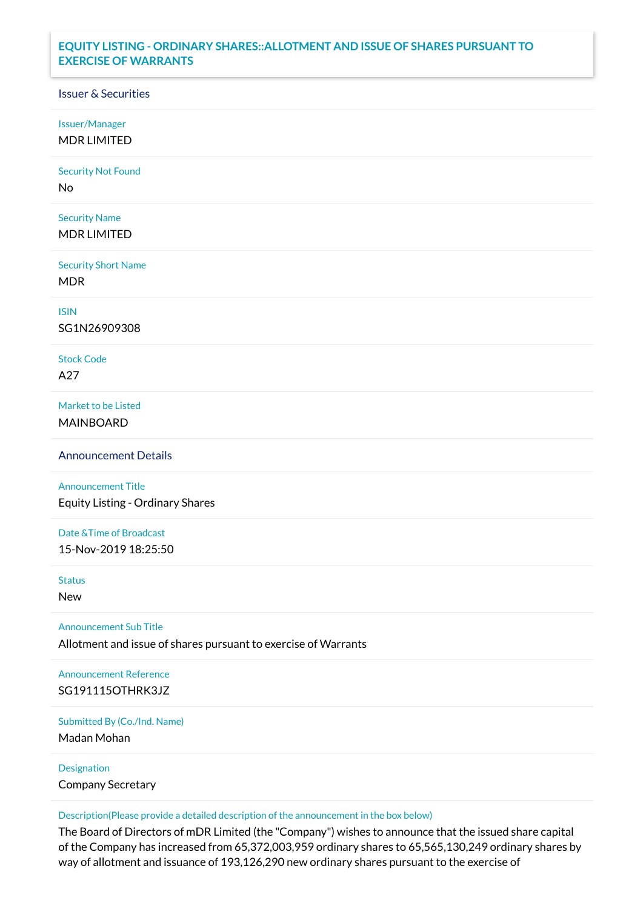# EQUITY LISTING - ORDINARY SHARES::ALLOTMENT AND ISSUE OF SHARES PURSUANT TO EXERCISE OF WARRANTS

## Issuer & Securities

**Issuer/Manager**
MDR LIMITED

**Security Not Found**
No

**Security Name**
MDR LIMITED

**Security Short Name**
MDR

**ISIN**
SG1N26909308

**Stock Code**
A27

**Market to be Listed**
MAINBOARD

## Announcement Details

**Announcement Title**
Equity Listing - Ordinary Shares

**Date &Time of Broadcast**
15-Nov-2019 18:25:50

**Status**
New

**Announcement Sub Title**
Allotment and issue of shares pursuant to exercise of Warrants

**Announcement Reference**
SG191115OTHRK3JZ

**Submitted By (Co./Ind. Name)**
Madan Mohan

**Designation**
Company Secretary

**Description(Please provide a detailed description of the announcement in the box below)**
The Board of Directors of mDR Limited (the "Company") wishes to announce that the issued share capital of the Company has increased from 65,372,003,959 ordinary shares to 65,565,130,249 ordinary shares by way of allotment and issuance of 193,126,290 new ordinary shares pursuant to the exercise of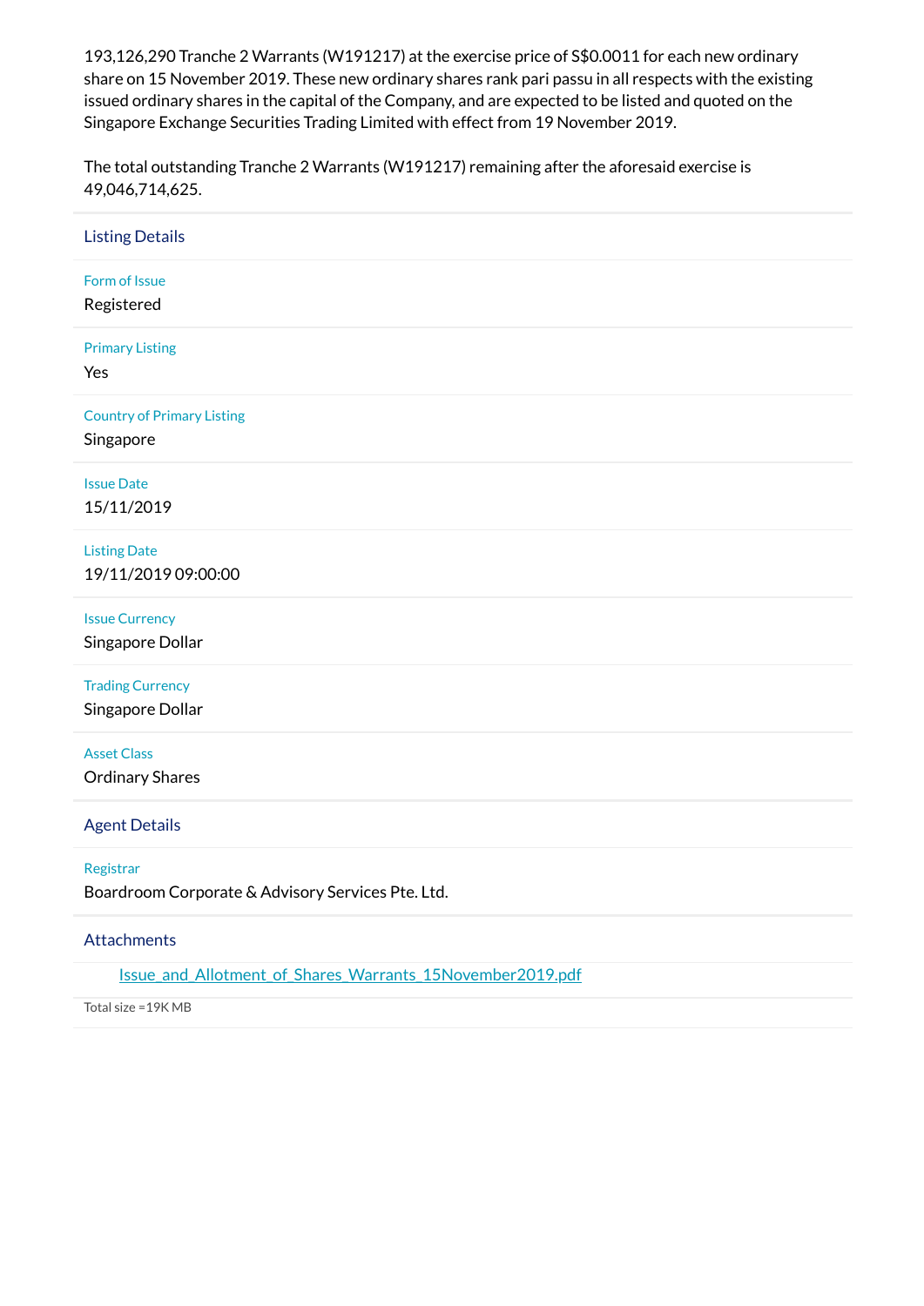193,126,290 Tranche 2 Warrants (W191217) at the exercise price of S$0.0011 for each new ordinary share on 15 November 2019. These new ordinary shares rank pari passu in all respects with the existing issued ordinary shares in the capital of the Company, and are expected to be listed and quoted on the Singapore Exchange Securities Trading Limited with effect from 19 November 2019.

The total outstanding Tranche 2 Warrants (W191217) remaining after the aforesaid exercise is 49,046,714,625.

## Listing Details

Form of Issue
Registered

Primary Listing
Yes

Country of Primary Listing
Singapore

Issue Date
15/11/2019

Listing Date
19/11/2019 09:00:00

Issue Currency
Singapore Dollar

Trading Currency
Singapore Dollar

Asset Class
Ordinary Shares

## Agent Details

Registrar
Boardroom Corporate & Advisory Services Pte. Ltd.

## Attachments

Issue_and_Allotment_of_Shares_Warrants_15November2019.pdf

Total size =19K MB